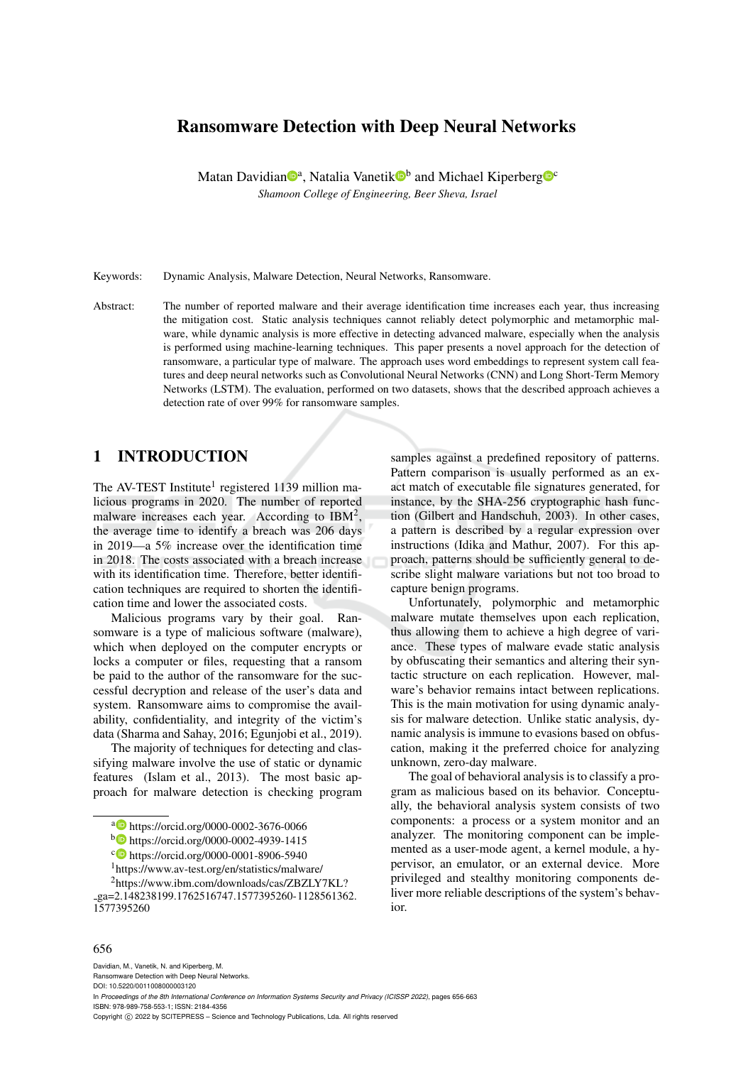# Ransomware Detection with Deep Neural Networks

Matan Davidian[a], Natalia Vanetik[b] and Michael Kiperberg[c]

*Shamoon College of Engineering, Beer Sheva, Israel*

Keywords: Dynamic Analysis, Malware Detection, Neural Networks, Ransomware.

Abstract: The number of reported malware and their average identification time increases each year, thus increasing the mitigation cost. Static analysis techniques cannot reliably detect polymorphic and metamorphic malware, while dynamic analysis is more effective in detecting advanced malware, especially when the analysis is performed using machine-learning techniques. This paper presents a novel approach for the detection of ransomware, a particular type of malware. The approach uses word embeddings to represent system call features and deep neural networks such as Convolutional Neural Networks (CNN) and Long Short-Term Memory Networks (LSTM). The evaluation, performed on two datasets, shows that the described approach achieves a detection rate of over 99% for ransomware samples.

## 1 INTRODUCTION

The AV-TEST Institute[1] registered 1139 million malicious programs in 2020. The number of reported malware increases each year. According to IBM[2], the average time to identify a breach was 206 days in 2019—a 5% increase over the identification time in 2018. The costs associated with a breach increase with its identification time. Therefore, better identification techniques are required to shorten the identification time and lower the associated costs.

Malicious programs vary by their goal. Ransomware is a type of malicious software (malware), which when deployed on the computer encrypts or locks a computer or files, requesting that a ransom be paid to the author of the ransomware for the successful decryption and release of the user's data and system. Ransomware aims to compromise the availability, confidentiality, and integrity of the victim's data (Sharma and Sahay, 2016; Egunjobi et al., 2019).

The majority of techniques for detecting and classifying malware involve the use of static or dynamic features (Islam et al., 2013). The most basic approach for malware detection is checking program samples against a predefined repository of patterns. Pattern comparison is usually performed as an exact match of executable file signatures generated, for instance, by the SHA-256 cryptographic hash function (Gilbert and Handschuh, 2003). In other cases, a pattern is described by a regular expression over instructions (Idika and Mathur, 2007). For this approach, patterns should be sufficiently general to describe slight malware variations but not too broad to capture benign programs.

Unfortunately, polymorphic and metamorphic malware mutate themselves upon each replication, thus allowing them to achieve a high degree of variance. These types of malware evade static analysis by obfuscating their semantics and altering their syntactic structure on each replication. However, malware's behavior remains intact between replications. This is the main motivation for using dynamic analysis for malware detection. Unlike static analysis, dynamic analysis is immune to evasions based on obfuscation, making it the preferred choice for analyzing unknown, zero-day malware.

The goal of behavioral analysis is to classify a program as malicious based on its behavior. Conceptually, the behavioral analysis system consists of two components: a process or a system monitor and an analyzer. The monitoring component can be implemented as a user-mode agent, a kernel module, a hypervisor, an emulator, or an external device. More privileged and stealthy monitoring components deliver more reliable descriptions of the system's behavior.

---

[a] https://orcid.org/0000-0002-3676-0066

[b] https://orcid.org/0000-0002-4939-1415

[c] https://orcid.org/0000-0001-8906-5940

[1] https://www.av-test.org/en/statistics/malware/

[2] https://www.ibm.com/downloads/cas/ZBZLY7KL?_ga=2.148238199.1762516747.1577395260-1128561362.1577395260

Davidian, M., Vanetik, N. and Kiperberg, M.
Ransomware Detection with Deep Neural Networks.
DOI: 10.5220/0011008000003120
In *Proceedings of the 8th International Conference on Information Systems Security and Privacy (ICISSP 2022)*, pages 656-663
ISBN: 978-989-758-553-1; ISSN: 2184-4356
Copyright © 2022 by SCITEPRESS – Science and Technology Publications, Lda. All rights reserved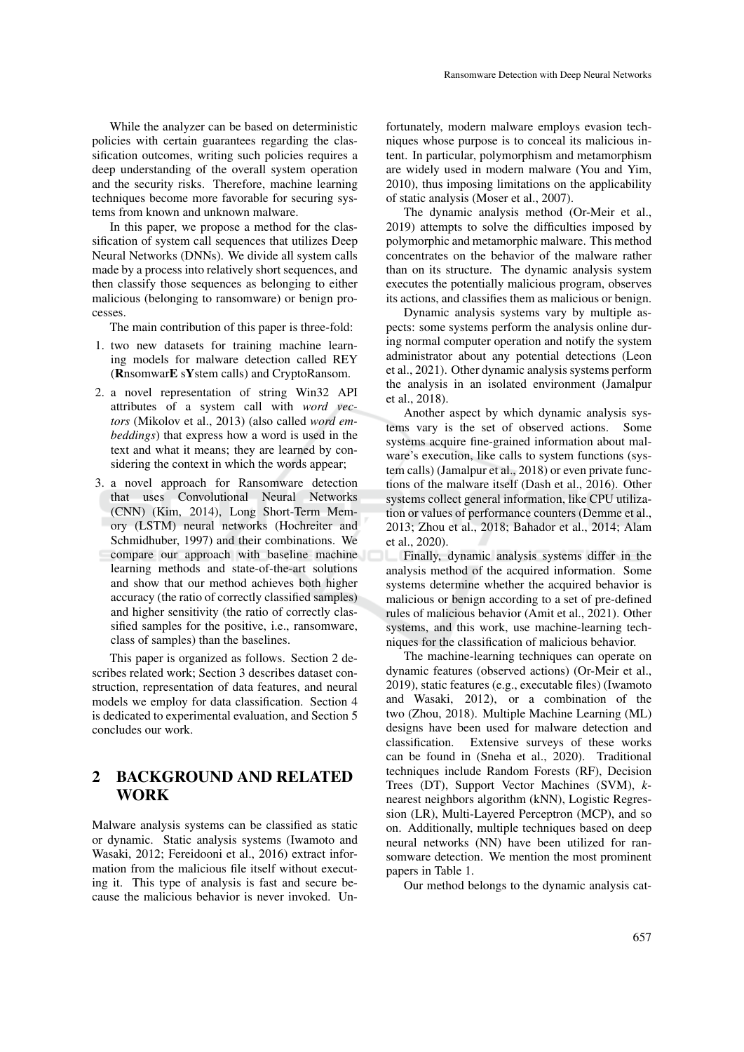While the analyzer can be based on deterministic policies with certain guarantees regarding the classification outcomes, writing such policies requires a deep understanding of the overall system operation and the security risks. Therefore, machine learning techniques become more favorable for securing systems from known and unknown malware.

In this paper, we propose a method for the classification of system call sequences that utilizes Deep Neural Networks (DNNs). We divide all system calls made by a process into relatively short sequences, and then classify those sequences as belonging to either malicious (belonging to ransomware) or benign processes.

The main contribution of this paper is three-fold:

1. two new datasets for training machine learning models for malware detection called REY (**R**nsomwar**E** s**Y**stem calls) and CryptoRansom.
2. a novel representation of string Win32 API attributes of a system call with *word vectors* (Mikolov et al., 2013) (also called *word embeddings*) that express how a word is used in the text and what it means; they are learned by considering the context in which the words appear;
3. a novel approach for Ransomware detection that uses Convolutional Neural Networks (CNN) (Kim, 2014), Long Short-Term Memory (LSTM) neural networks (Hochreiter and Schmidhuber, 1997) and their combinations. We compare our approach with baseline machine learning methods and state-of-the-art solutions and show that our method achieves both higher accuracy (the ratio of correctly classified samples) and higher sensitivity (the ratio of correctly classified samples for the positive, i.e., ransomware, class of samples) than the baselines.

This paper is organized as follows. Section 2 describes related work; Section 3 describes dataset construction, representation of data features, and neural models we employ for data classification. Section 4 is dedicated to experimental evaluation, and Section 5 concludes our work.

## 2 BACKGROUND AND RELATED WORK

Malware analysis systems can be classified as static or dynamic. Static analysis systems (Iwamoto and Wasaki, 2012; Fereidooni et al., 2016) extract information from the malicious file itself without executing it. This type of analysis is fast and secure because the malicious behavior is never invoked. Unfortunately, modern malware employs evasion techniques whose purpose is to conceal its malicious intent. In particular, polymorphism and metamorphism are widely used in modern malware (You and Yim, 2010), thus imposing limitations on the applicability of static analysis (Moser et al., 2007).

The dynamic analysis method (Or-Meir et al., 2019) attempts to solve the difficulties imposed by polymorphic and metamorphic malware. This method concentrates on the behavior of the malware rather than on its structure. The dynamic analysis system executes the potentially malicious program, observes its actions, and classifies them as malicious or benign.

Dynamic analysis systems vary by multiple aspects: some systems perform the analysis online during normal computer operation and notify the system administrator about any potential detections (Leon et al., 2021). Other dynamic analysis systems perform the analysis in an isolated environment (Jamalpur et al., 2018).

Another aspect by which dynamic analysis systems vary is the set of observed actions. Some systems acquire fine-grained information about malware's execution, like calls to system functions (system calls) (Jamalpur et al., 2018) or even private functions of the malware itself (Dash et al., 2016). Other systems collect general information, like CPU utilization or values of performance counters (Demme et al., 2013; Zhou et al., 2018; Bahador et al., 2014; Alam et al., 2020).

Finally, dynamic analysis systems differ in the analysis method of the acquired information. Some systems determine whether the acquired behavior is malicious or benign according to a set of pre-defined rules of malicious behavior (Amit et al., 2021). Other systems, and this work, use machine-learning techniques for the classification of malicious behavior.

The machine-learning techniques can operate on dynamic features (observed actions) (Or-Meir et al., 2019), static features (e.g., executable files) (Iwamoto and Wasaki, 2012), or a combination of the two (Zhou, 2018). Multiple Machine Learning (ML) designs have been used for malware detection and classification. Extensive surveys of these works can be found in (Sneha et al., 2020). Traditional techniques include Random Forests (RF), Decision Trees (DT), Support Vector Machines (SVM), *k*-nearest neighbors algorithm (kNN), Logistic Regression (LR), Multi-Layered Perceptron (MCP), and so on. Additionally, multiple techniques based on deep neural networks (NN) have been utilized for ransomware detection. We mention the most prominent papers in Table 1.

Our method belongs to the dynamic analysis cat-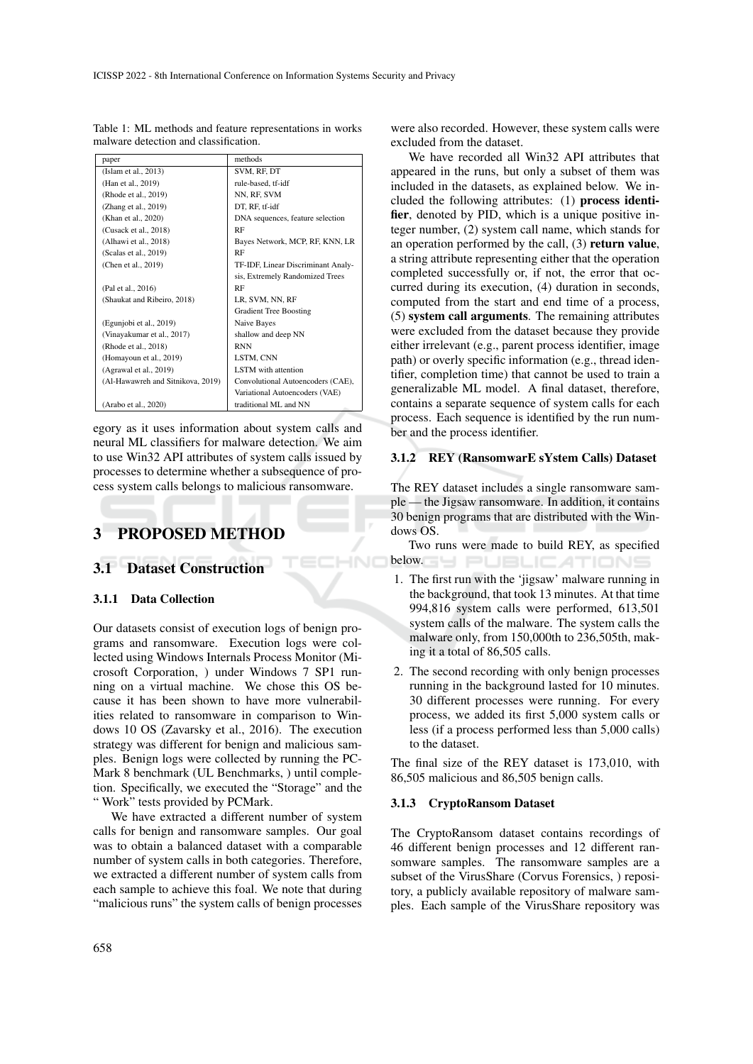Table 1: ML methods and feature representations in works malware detection and classification.

| paper | methods |
|---|---|
| (Islam et al., 2013) | SVM, RF, DT |
| (Han et al., 2019) | rule-based, tf-idf |
| (Rhode et al., 2019) | NN, RF, SVM |
| (Zhang et al., 2019) | DT, RF, tf-idf |
| (Khan et al., 2020) | DNA sequences, feature selection |
| (Cusack et al., 2018) | RF |
| (Alhawi et al., 2018) | Bayes Network, MCP, RF, KNN, LR |
| (Scalas et al., 2019) | RF |
| (Chen et al., 2019) | TF-IDF, Linear Discriminant Analysis, Extremely Randomized Trees |
| (Pal et al., 2016) | RF |
| (Shaukat and Ribeiro, 2018) | LR, SVM, NN, RF Gradient Tree Boosting |
| (Egunjobi et al., 2019) | Naive Bayes |
| (Vinayakumar et al., 2017) | shallow and deep NN |
| (Rhode et al., 2018) | RNN |
| (Homayoun et al., 2019) | LSTM, CNN |
| (Agrawal et al., 2019) | LSTM with attention |
| (Al-Hawawreh and Sitnikova, 2019) | Convolutional Autoencoders (CAE), Variational Autoencoders (VAE) |
| (Arabo et al., 2020) | traditional ML and NN |

egory as it uses information about system calls and neural ML classifiers for malware detection. We aim to use Win32 API attributes of system calls issued by processes to determine whether a subsequence of process system calls belongs to malicious ransomware.

# 3 PROPOSED METHOD

## 3.1 Dataset Construction

### 3.1.1 Data Collection

Our datasets consist of execution logs of benign programs and ransomware. Execution logs were collected using Windows Internals Process Monitor (Microsoft Corporation, ) under Windows 7 SP1 running on a virtual machine. We chose this OS because it has been shown to have more vulnerabilities related to ransomware in comparison to Windows 10 OS (Zavarsky et al., 2016). The execution strategy was different for benign and malicious samples. Benign logs were collected by running the PCMark 8 benchmark (UL Benchmarks, ) until completion. Specifically, we executed the "Storage" and the " Work" tests provided by PCMark.

We have extracted a different number of system calls for benign and ransomware samples. Our goal was to obtain a balanced dataset with a comparable number of system calls in both categories. Therefore, we extracted a different number of system calls from each sample to achieve this foal. We note that during "malicious runs" the system calls of benign processes were also recorded. However, these system calls were excluded from the dataset.

We have recorded all Win32 API attributes that appeared in the runs, but only a subset of them was included in the datasets, as explained below. We included the following attributes: (1) **process identifier**, denoted by PID, which is a unique positive integer number, (2) system call name, which stands for an operation performed by the call, (3) **return value**, a string attribute representing either that the operation completed successfully or, if not, the error that occurred during its execution, (4) duration in seconds, computed from the start and end time of a process, (5) **system call arguments**. The remaining attributes were excluded from the dataset because they provide either irrelevant (e.g., parent process identifier, image path) or overly specific information (e.g., thread identifier, completion time) that cannot be used to train a generalizable ML model. A final dataset, therefore, contains a separate sequence of system calls for each process. Each sequence is identified by the run number and the process identifier.

### 3.1.2 REY (RansomwarE sYstem Calls) Dataset

The REY dataset includes a single ransomware sample — the Jigsaw ransomware. In addition, it contains 30 benign programs that are distributed with the Windows OS.

Two runs were made to build REY, as specified below.

1. The first run with the 'jigsaw' malware running in the background, that took 13 minutes. At that time 994,816 system calls were performed, 613,501 system calls of the malware. The system calls the malware only, from 150,000th to 236,505th, making it a total of 86,505 calls.
2. The second recording with only benign processes running in the background lasted for 10 minutes. 30 different processes were running. For every process, we added its first 5,000 system calls or less (if a process performed less than 5,000 calls) to the dataset.

The final size of the REY dataset is 173,010, with 86,505 malicious and 86,505 benign calls.

### 3.1.3 CryptoRansom Dataset

The CryptoRansom dataset contains recordings of 46 different benign processes and 12 different ransomware samples. The ransomware samples are a subset of the VirusShare (Corvus Forensics, ) repository, a publicly available repository of malware samples. Each sample of the VirusShare repository was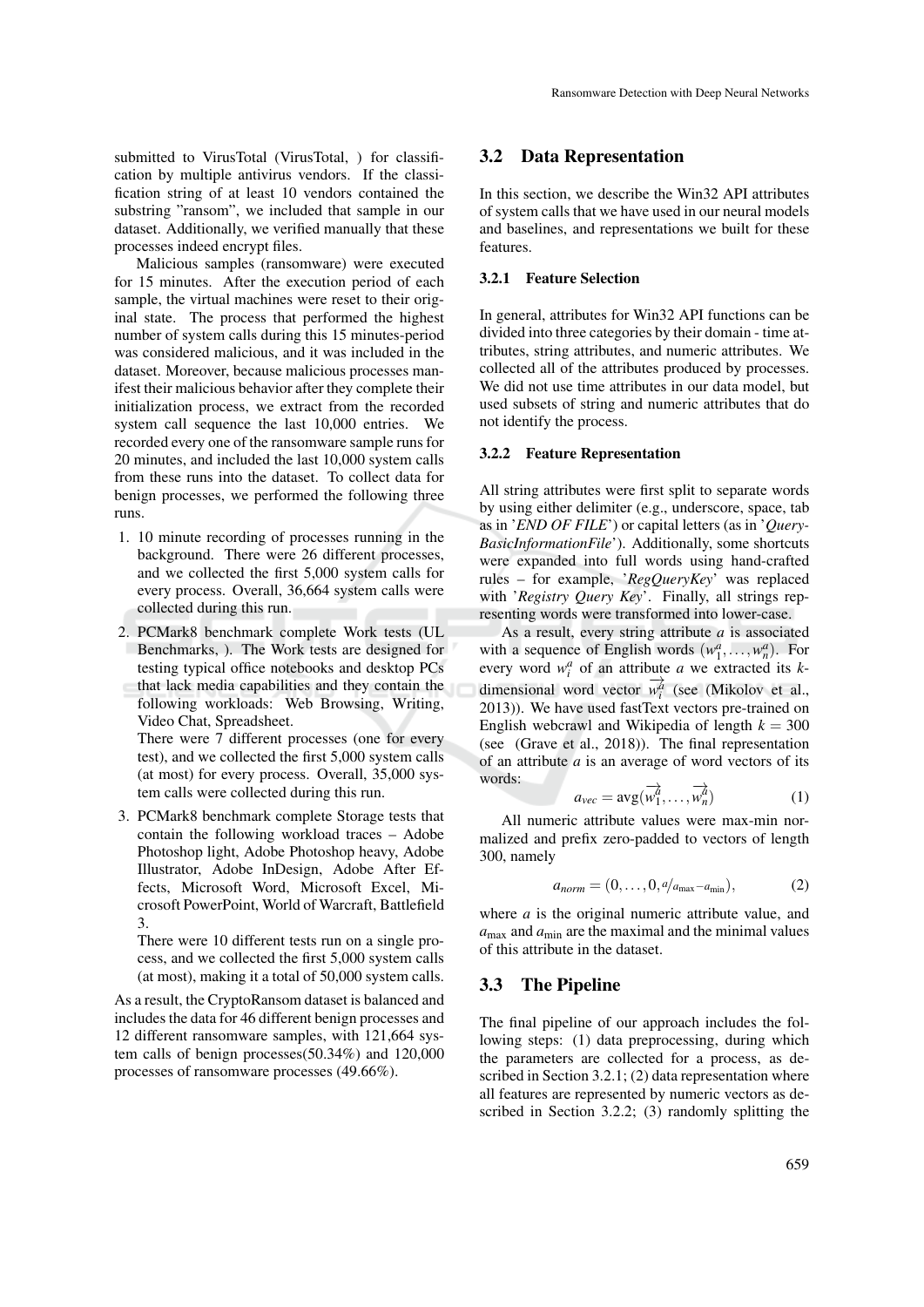submitted to VirusTotal (VirusTotal, ) for classification by multiple antivirus vendors. If the classification string of at least 10 vendors contained the substring "ransom", we included that sample in our dataset. Additionally, we verified manually that these processes indeed encrypt files.

Malicious samples (ransomware) were executed for 15 minutes. After the execution period of each sample, the virtual machines were reset to their original state. The process that performed the highest number of system calls during this 15 minutes-period was considered malicious, and it was included in the dataset. Moreover, because malicious processes manifest their malicious behavior after they complete their initialization process, we extract from the recorded system call sequence the last 10,000 entries. We recorded every one of the ransomware sample runs for 20 minutes, and included the last 10,000 system calls from these runs into the dataset. To collect data for benign processes, we performed the following three runs.

1. 10 minute recording of processes running in the background. There were 26 different processes, and we collected the first 5,000 system calls for every process. Overall, 36,664 system calls were collected during this run.
2. PCMark8 benchmark complete Work tests (UL Benchmarks, ). The Work tests are designed for testing typical office notebooks and desktop PCs that lack media capabilities and they contain the following workloads: Web Browsing, Writing, Video Chat, Spreadsheet.
   There were 7 different processes (one for every test), and we collected the first 5,000 system calls (at most) for every process. Overall, 35,000 system calls were collected during this run.
3. PCMark8 benchmark complete Storage tests that contain the following workload traces – Adobe Photoshop light, Adobe Photoshop heavy, Adobe Illustrator, Adobe InDesign, Adobe After Effects, Microsoft Word, Microsoft Excel, Microsoft PowerPoint, World of Warcraft, Battlefield 3.
   There were 10 different tests run on a single process, and we collected the first 5,000 system calls (at most), making it a total of 50,000 system calls.

As a result, the CryptoRansom dataset is balanced and includes the data for 46 different benign processes and 12 different ransomware samples, with 121,664 system calls of benign processes(50.34%) and 120,000 processes of ransomware processes (49.66%).

## 3.2 Data Representation

In this section, we describe the Win32 API attributes of system calls that we have used in our neural models and baselines, and representations we built for these features.

### 3.2.1 Feature Selection

In general, attributes for Win32 API functions can be divided into three categories by their domain - time attributes, string attributes, and numeric attributes. We collected all of the attributes produced by processes. We did not use time attributes in our data model, but used subsets of string and numeric attributes that do not identify the process.

### 3.2.2 Feature Representation

All string attributes were first split to separate words by using either delimiter (e.g., underscore, space, tab as in '*END OF FILE*') or capital letters (as in '*QueryBasicInformationFile*'). Additionally, some shortcuts were expanded into full words using hand-crafted rules – for example, '*RegQueryKey*' was replaced with '*Registry Query Key*'. Finally, all strings representing words were transformed into lower-case.

As a result, every string attribute $a$ is associated with a sequence of English words $(w_1^a, \ldots, w_n^a)$. For every word $w_i^a$ of an attribute $a$ we extracted its $k$-dimensional word vector $\overrightarrow{w_i^a}$ (see (Mikolov et al., 2013)). We have used fastText vectors pre-trained on English webcrawl and Wikipedia of length $k = 300$ (see (Grave et al., 2018)). The final representation of an attribute $a$ is an average of word vectors of its words:

$$a_{vec} = \text{avg}(\overrightarrow{w_1^a}, \ldots, \overrightarrow{w_n^a}) \tag{1}$$

All numeric attribute values were max-min normalized and prefix zero-padded to vectors of length 300, namely

$$a_{norm} = (0, \ldots, 0, a/a_{\max} - a_{\min}), \tag{2}$$

where $a$ is the original numeric attribute value, and $a_{\max}$ and $a_{\min}$ are the maximal and the minimal values of this attribute in the dataset.

## 3.3 The Pipeline

The final pipeline of our approach includes the following steps: (1) data preprocessing, during which the parameters are collected for a process, as described in Section 3.2.1; (2) data representation where all features are represented by numeric vectors as described in Section 3.2.2; (3) randomly splitting the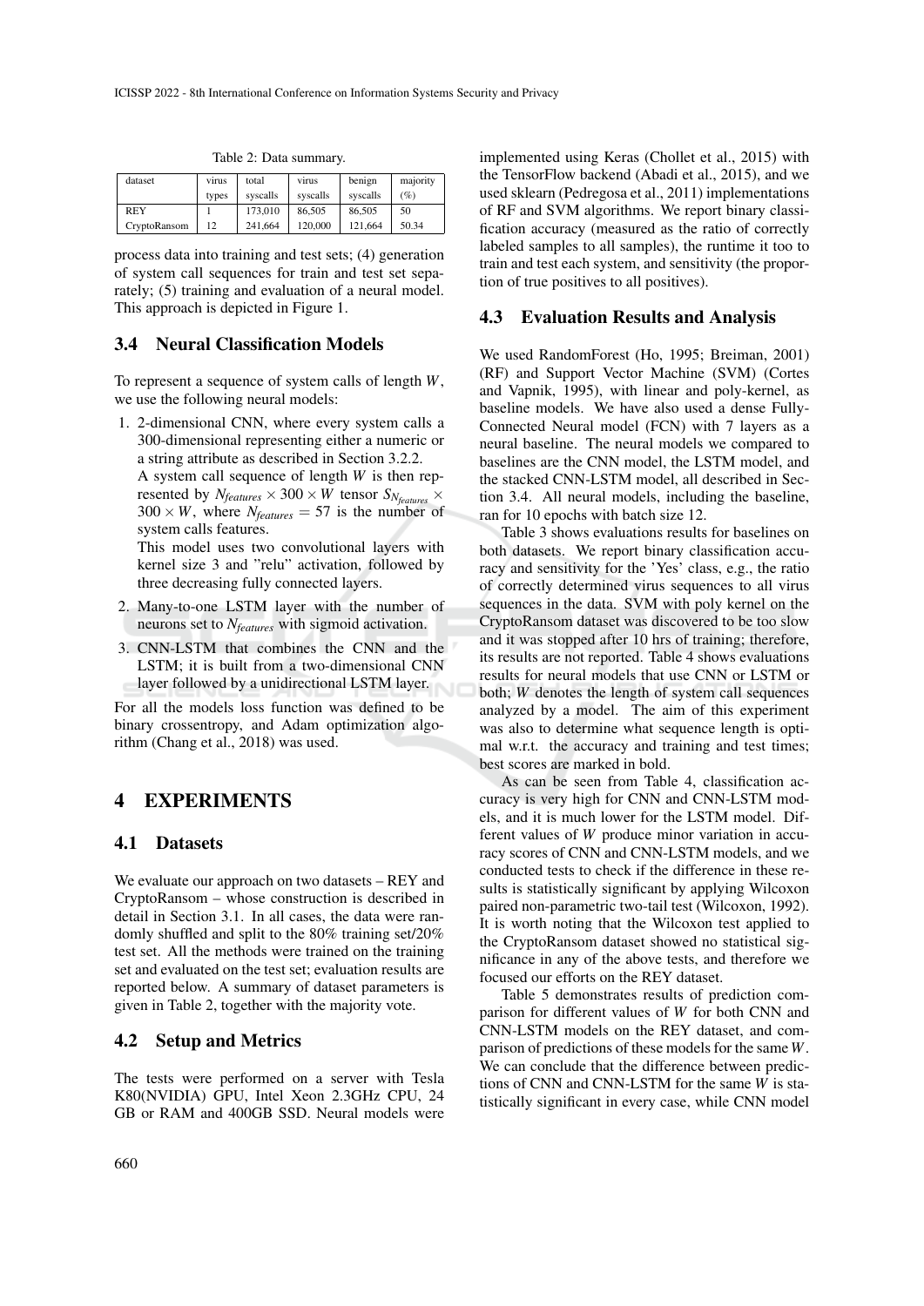Table 2: Data summary.

| dataset | virus types | total syscalls | virus syscalls | benign syscalls | majority (%) |
|---|---|---|---|---|---|
| REY | 1 | 173,010 | 86,505 | 86,505 | 50 |
| CryptoRansom | 12 | 241,664 | 120,000 | 121,664 | 50.34 |

process data into training and test sets; (4) generation of system call sequences for train and test set separately; (5) training and evaluation of a neural model. This approach is depicted in Figure 1.

### 3.4 Neural Classification Models

To represent a sequence of system calls of length $W$, we use the following neural models:

1. 2-dimensional CNN, where every system calls a 300-dimensional representing either a numeric or a string attribute as described in Section 3.2.2.
   A system call sequence of length $W$ is then represented by $N_{features} \times 300 \times W$ tensor $S_{N_{features}} \times 300 \times W$, where $N_{features} = 57$ is the number of system calls features.
   This model uses two convolutional layers with kernel size 3 and "relu" activation, followed by three decreasing fully connected layers.
2. Many-to-one LSTM layer with the number of neurons set to $N_{features}$ with sigmoid activation.
3. CNN-LSTM that combines the CNN and the LSTM; it is built from a two-dimensional CNN layer followed by a unidirectional LSTM layer.

For all the models loss function was defined to be binary crossentropy, and Adam optimization algorithm (Chang et al., 2018) was used.

## 4 EXPERIMENTS

### 4.1 Datasets

We evaluate our approach on two datasets – REY and CryptoRansom – whose construction is described in detail in Section 3.1. In all cases, the data were randomly shuffled and split to the 80% training set/20% test set. All the methods were trained on the training set and evaluated on the test set; evaluation results are reported below. A summary of dataset parameters is given in Table 2, together with the majority vote.

### 4.2 Setup and Metrics

The tests were performed on a server with Tesla K80(NVIDIA) GPU, Intel Xeon 2.3GHz CPU, 24 GB or RAM and 400GB SSD. Neural models were implemented using Keras (Chollet et al., 2015) with the TensorFlow backend (Abadi et al., 2015), and we used sklearn (Pedregosa et al., 2011) implementations of RF and SVM algorithms. We report binary classification accuracy (measured as the ratio of correctly labeled samples to all samples), the runtime it too to train and test each system, and sensitivity (the proportion of true positives to all positives).

### 4.3 Evaluation Results and Analysis

We used RandomForest (Ho, 1995; Breiman, 2001) (RF) and Support Vector Machine (SVM) (Cortes and Vapnik, 1995), with linear and poly-kernel, as baseline models. We have also used a dense Fully-Connected Neural model (FCN) with 7 layers as a neural baseline. The neural models we compared to baselines are the CNN model, the LSTM model, and the stacked CNN-LSTM model, all described in Section 3.4. All neural models, including the baseline, ran for 10 epochs with batch size 12.

Table 3 shows evaluations results for baselines on both datasets. We report binary classification accuracy and sensitivity for the 'Yes' class, e.g., the ratio of correctly determined virus sequences to all virus sequences in the data. SVM with poly kernel on the CryptoRansom dataset was discovered to be too slow and it was stopped after 10 hrs of training; therefore, its results are not reported. Table 4 shows evaluations results for neural models that use CNN or LSTM or both; $W$ denotes the length of system call sequences analyzed by a model. The aim of this experiment was also to determine what sequence length is optimal w.r.t. the accuracy and training and test times; best scores are marked in bold.

As can be seen from Table 4, classification accuracy is very high for CNN and CNN-LSTM models, and it is much lower for the LSTM model. Different values of $W$ produce minor variation in accuracy scores of CNN and CNN-LSTM models, and we conducted tests to check if the difference in these results is statistically significant by applying Wilcoxon paired non-parametric two-tail test (Wilcoxon, 1992). It is worth noting that the Wilcoxon test applied to the CryptoRansom dataset showed no statistical significance in any of the above tests, and therefore we focused our efforts on the REY dataset.

Table 5 demonstrates results of prediction comparison for different values of $W$ for both CNN and CNN-LSTM models on the REY dataset, and comparison of predictions of these models for the same $W$. We can conclude that the difference between predictions of CNN and CNN-LSTM for the same $W$ is statistically significant in every case, while CNN model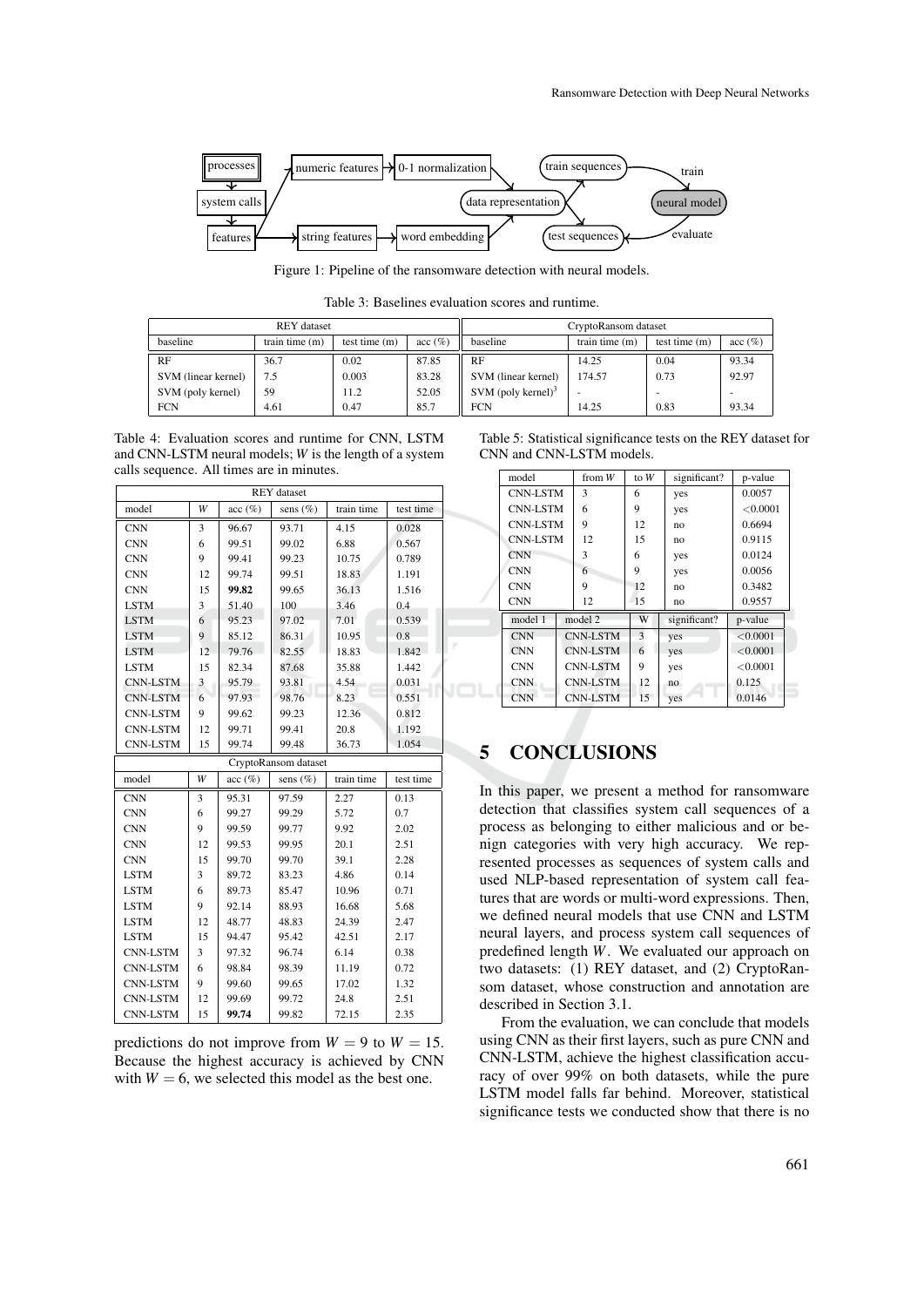Figure 1: Pipeline of the ransomware detection with neural models.

Table 3: Baselines evaluation scores and runtime.

| REY dataset | | | | CryptoRansom dataset | | | |
|---|---|---|---|---|---|---|---|
| baseline | train time (m) | test time (m) | acc (%) | baseline | train time (m) | test time (m) | acc (%) |
| RF | 36.7 | 0.02 | 87.85 | RF | 14.25 | 0.04 | 93.34 |
| SVM (linear kernel) | 7.5 | 0.003 | 83.28 | SVM (linear kernel) | 174.57 | 0.73 | 92.97 |
| SVM (poly kernel) | 59 | 11.2 | 52.05 | SVM (poly kernel)[3] | - | - | - |
| FCN | 4.61 | 0.47 | 85.7 | FCN | 14.25 | 0.83 | 93.34 |

Table 4: Evaluation scores and runtime for CNN, LSTM and CNN-LSTM neural models; $W$ is the length of a system calls sequence. All times are in minutes.

| REY dataset | | | | | |
|---|---|---|---|---|---|
| model | $W$ | acc (%) | sens (%) | train time | test time |
| CNN | 3 | 96.67 | 93.71 | 4.15 | 0.028 |
| CNN | 6 | 99.51 | 99.02 | 6.88 | 0.567 |
| CNN | 9 | 99.41 | 99.23 | 10.75 | 0.789 |
| CNN | 12 | 99.74 | 99.51 | 18.83 | 1.191 |
| CNN | 15 | **99.82** | 99.65 | 36.13 | 1.516 |
| LSTM | 3 | 51.40 | 100 | 3.46 | 0.4 |
| LSTM | 6 | 95.23 | 97.02 | 7.01 | 0.539 |
| LSTM | 9 | 85.12 | 86.31 | 10.95 | 0.8 |
| LSTM | 12 | 79.76 | 82.55 | 18.83 | 1.842 |
| LSTM | 15 | 82.34 | 87.68 | 35.88 | 1.442 |
| CNN-LSTM | 3 | 95.79 | 93.81 | 4.54 | 0.031 |
| CNN-LSTM | 6 | 97.93 | 98.76 | 8.23 | 0.551 |
| CNN-LSTM | 9 | 99.62 | 99.23 | 12.36 | 0.812 |
| CNN-LSTM | 12 | 99.71 | 99.41 | 20.8 | 1.192 |
| CNN-LSTM | 15 | 99.74 | 99.48 | 36.73 | 1.054 |
| **CryptoRansom dataset** | | | | | |
| model | $W$ | acc (%) | sens (%) | train time | test time |
| CNN | 3 | 95.31 | 97.59 | 2.27 | 0.13 |
| CNN | 6 | 99.27 | 99.29 | 5.72 | 0.7 |
| CNN | 9 | 99.59 | 99.77 | 9.92 | 2.02 |
| CNN | 12 | 99.53 | 99.95 | 20.1 | 2.51 |
| CNN | 15 | 99.70 | 99.70 | 39.1 | 2.28 |
| LSTM | 3 | 89.72 | 83.23 | 4.86 | 0.14 |
| LSTM | 6 | 89.73 | 85.47 | 10.96 | 0.71 |
| LSTM | 9 | 92.14 | 88.93 | 16.68 | 5.68 |
| LSTM | 12 | 48.77 | 48.83 | 24.39 | 2.47 |
| LSTM | 15 | 94.47 | 95.42 | 42.51 | 2.17 |
| CNN-LSTM | 3 | 97.32 | 96.74 | 6.14 | 0.38 |
| CNN-LSTM | 6 | 98.84 | 98.39 | 11.19 | 0.72 |
| CNN-LSTM | 9 | 99.60 | 99.65 | 17.02 | 1.32 |
| CNN-LSTM | 12 | 99.69 | 99.72 | 24.8 | 2.51 |
| CNN-LSTM | 15 | **99.74** | 99.82 | 72.15 | 2.35 |

predictions do not improve from $W = 9$ to $W = 15$. Because the highest accuracy is achieved by CNN with $W = 6$, we selected this model as the best one.

Table 5: Statistical significance tests on the REY dataset for CNN and CNN-LSTM models.

| model | from $W$ | to $W$ | significant? | p-value |
|---|---|---|---|---|
| CNN-LSTM | 3 | 6 | yes | 0.0057 |
| CNN-LSTM | 6 | 9 | yes | <0.0001 |
| CNN-LSTM | 9 | 12 | no | 0.6694 |
| CNN-LSTM | 12 | 15 | no | 0.9115 |
| CNN | 3 | 6 | yes | 0.0124 |
| CNN | 6 | 9 | yes | 0.0056 |
| CNN | 9 | 12 | no | 0.3482 |
| CNN | 12 | 15 | no | 0.9557 |

| model 1 | model 2 | W | significant? | p-value |
|---|---|---|---|---|
| CNN | CNN-LSTM | 3 | yes | <0.0001 |
| CNN | CNN-LSTM | 6 | yes | <0.0001 |
| CNN | CNN-LSTM | 9 | yes | <0.0001 |
| CNN | CNN-LSTM | 12 | no | 0.125 |
| CNN | CNN-LSTM | 15 | yes | 0.0146 |

## 5 CONCLUSIONS

In this paper, we present a method for ransomware detection that classifies system call sequences of a process as belonging to either malicious and or benign categories with very high accuracy. We represented processes as sequences of system calls and used NLP-based representation of system call features that are words or multi-word expressions. Then, we defined neural models that use CNN and LSTM neural layers, and process system call sequences of predefined length $W$. We evaluated our approach on two datasets: (1) REY dataset, and (2) CryptoRansom dataset, whose construction and annotation are described in Section 3.1.

From the evaluation, we can conclude that models using CNN as their first layers, such as pure CNN and CNN-LSTM, achieve the highest classification accuracy of over 99% on both datasets, while the pure LSTM model falls far behind. Moreover, statistical significance tests we conducted show that there is no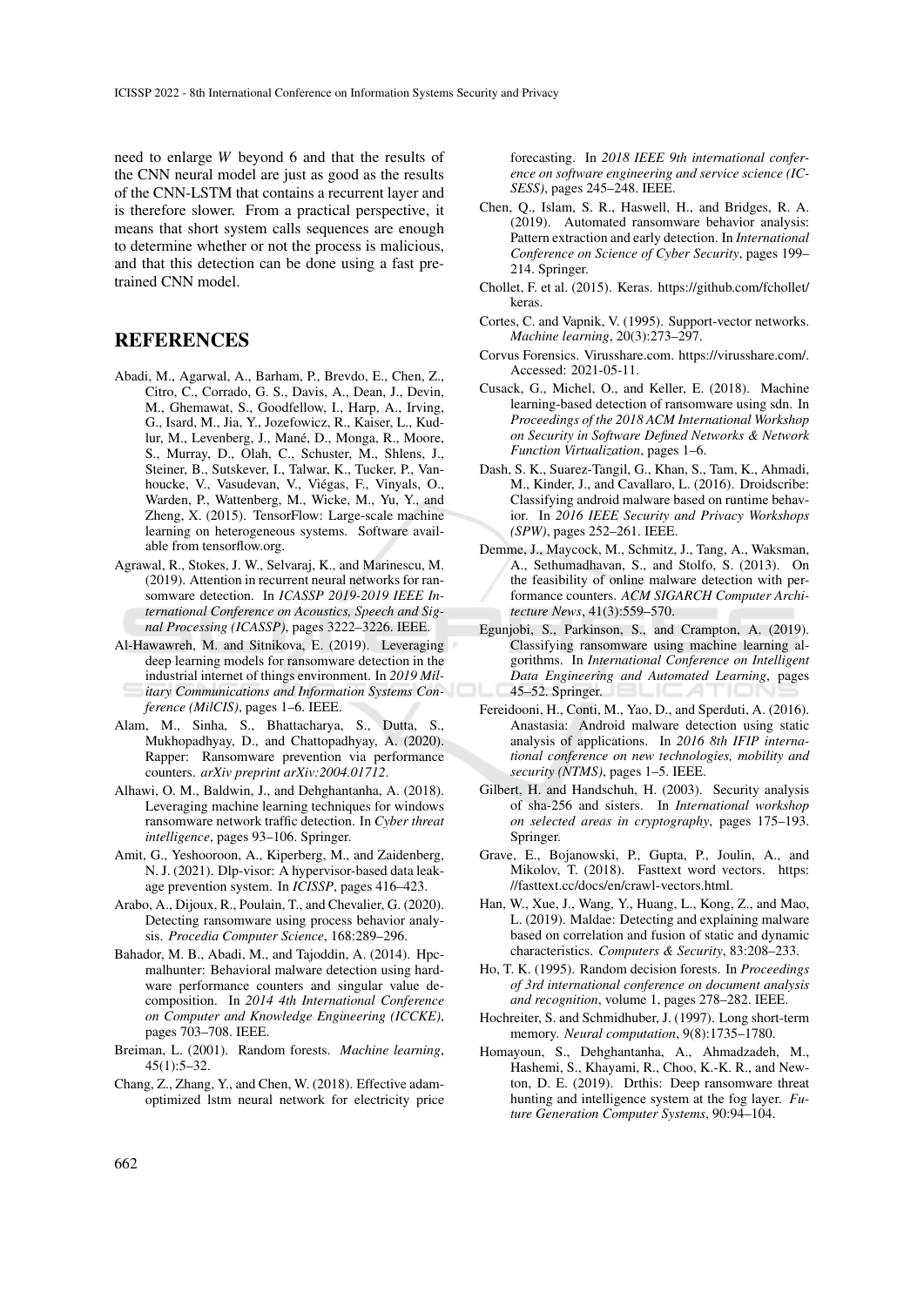need to enlarge $W$ beyond 6 and that the results of the CNN neural model are just as good as the results of the CNN-LSTM that contains a recurrent layer and is therefore slower. From a practical perspective, it means that short system calls sequences are enough to determine whether or not the process is malicious, and that this detection can be done using a fast pre-trained CNN model.

## REFERENCES

Abadi, M., Agarwal, A., Barham, P., Brevdo, E., Chen, Z., Citro, C., Corrado, G. S., Davis, A., Dean, J., Devin, M., Ghemawat, S., Goodfellow, I., Harp, A., Irving, G., Isard, M., Jia, Y., Jozefowicz, R., Kaiser, L., Kudlur, M., Levenberg, J., Mané, D., Monga, R., Moore, S., Murray, D., Olah, C., Schuster, M., Shlens, J., Steiner, B., Sutskever, I., Talwar, K., Tucker, P., Vanhoucke, V., Vasudevan, V., Viégas, F., Vinyals, O., Warden, P., Wattenberg, M., Wicke, M., Yu, Y., and Zheng, X. (2015). TensorFlow: Large-scale machine learning on heterogeneous systems. Software available from tensorflow.org.

Agrawal, R., Stokes, J. W., Selvaraj, K., and Marinescu, M. (2019). Attention in recurrent neural networks for ransomware detection. In *ICASSP 2019-2019 IEEE International Conference on Acoustics, Speech and Signal Processing (ICASSP)*, pages 3222–3226. IEEE.

Al-Hawawreh, M. and Sitnikova, E. (2019). Leveraging deep learning models for ransomware detection in the industrial internet of things environment. In *2019 Military Communications and Information Systems Conference (MilCIS)*, pages 1–6. IEEE.

Alam, M., Sinha, S., Bhattacharya, S., Dutta, S., Mukhopadhyay, D., and Chattopadhyay, A. (2020). Rapper: Ransomware prevention via performance counters. *arXiv preprint arXiv:2004.01712*.

Alhawi, O. M., Baldwin, J., and Dehghantanha, A. (2018). Leveraging machine learning techniques for windows ransomware network traffic detection. In *Cyber threat intelligence*, pages 93–106. Springer.

Amit, G., Yeshooroon, A., Kiperberg, M., and Zaidenberg, N. J. (2021). Dlp-visor: A hypervisor-based data leakage prevention system. In *ICISSP*, pages 416–423.

Arabo, A., Dijoux, R., Poulain, T., and Chevalier, G. (2020). Detecting ransomware using process behavior analysis. *Procedia Computer Science*, 168:289–296.

Bahador, M. B., Abadi, M., and Tajoddin, A. (2014). Hpcmalhunter: Behavioral malware detection using hardware performance counters and singular value decomposition. In *2014 4th International Conference on Computer and Knowledge Engineering (ICCKE)*, pages 703–708. IEEE.

Breiman, L. (2001). Random forests. *Machine learning*, 45(1):5–32.

Chang, Z., Zhang, Y., and Chen, W. (2018). Effective adam-optimized lstm neural network for electricity price forecasting. In *2018 IEEE 9th international conference on software engineering and service science (ICSESS)*, pages 245–248. IEEE.

Chen, Q., Islam, S. R., Haswell, H., and Bridges, R. A. (2019). Automated ransomware behavior analysis: Pattern extraction and early detection. In *International Conference on Science of Cyber Security*, pages 199–214. Springer.

Chollet, F. et al. (2015). Keras. https://github.com/fchollet/keras.

Cortes, C. and Vapnik, V. (1995). Support-vector networks. *Machine learning*, 20(3):273–297.

Corvus Forensics. Virusshare.com. https://virusshare.com/. Accessed: 2021-05-11.

Cusack, G., Michel, O., and Keller, E. (2018). Machine learning-based detection of ransomware using sdn. In *Proceedings of the 2018 ACM International Workshop on Security in Software Defined Networks & Network Function Virtualization*, pages 1–6.

Dash, S. K., Suarez-Tangil, G., Khan, S., Tam, K., Ahmadi, M., Kinder, J., and Cavallaro, L. (2016). Droidscribe: Classifying android malware based on runtime behavior. In *2016 IEEE Security and Privacy Workshops (SPW)*, pages 252–261. IEEE.

Demme, J., Maycock, M., Schmitz, J., Tang, A., Waksman, A., Sethumadhavan, S., and Stolfo, S. (2013). On the feasibility of online malware detection with performance counters. *ACM SIGARCH Computer Architecture News*, 41(3):559–570.

Egunjobi, S., Parkinson, S., and Crampton, A. (2019). Classifying ransomware using machine learning algorithms. In *International Conference on Intelligent Data Engineering and Automated Learning*, pages 45–52. Springer.

Fereidooni, H., Conti, M., Yao, D., and Sperduti, A. (2016). Anastasia: Android malware detection using static analysis of applications. In *2016 8th IFIP international conference on new technologies, mobility and security (NTMS)*, pages 1–5. IEEE.

Gilbert, H. and Handschuh, H. (2003). Security analysis of sha-256 and sisters. In *International workshop on selected areas in cryptography*, pages 175–193. Springer.

Grave, E., Bojanowski, P., Gupta, P., Joulin, A., and Mikolov, T. (2018). Fasttext word vectors. https://fasttext.cc/docs/en/crawl-vectors.html.

Han, W., Xue, J., Wang, Y., Huang, L., Kong, Z., and Mao, L. (2019). Maldae: Detecting and explaining malware based on correlation and fusion of static and dynamic characteristics. *Computers & Security*, 83:208–233.

Ho, T. K. (1995). Random decision forests. In *Proceedings of 3rd international conference on document analysis and recognition*, volume 1, pages 278–282. IEEE.

Hochreiter, S. and Schmidhuber, J. (1997). Long short-term memory. *Neural computation*, 9(8):1735–1780.

Homayoun, S., Dehghantanha, A., Ahmadzadeh, M., Hashemi, S., Khayami, R., Choo, K.-K. R., and Newton, D. E. (2019). Drthis: Deep ransomware threat hunting and intelligence system at the fog layer. *Future Generation Computer Systems*, 90:94–104.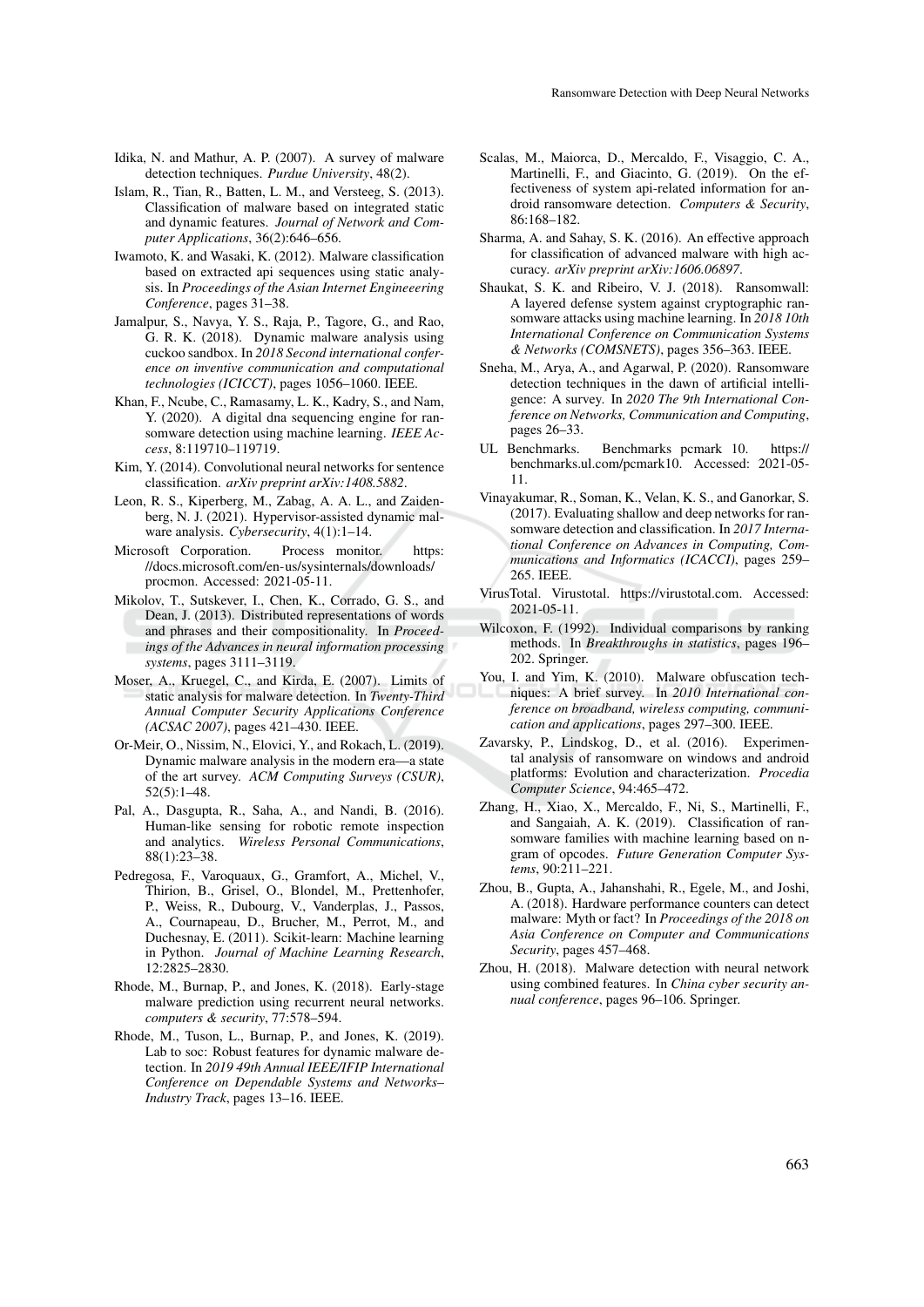Idika, N. and Mathur, A. P. (2007). A survey of malware detection techniques. *Purdue University*, 48(2).

Islam, R., Tian, R., Batten, L. M., and Versteeg, S. (2013). Classification of malware based on integrated static and dynamic features. *Journal of Network and Computer Applications*, 36(2):646–656.

Iwamoto, K. and Wasaki, K. (2012). Malware classification based on extracted api sequences using static analysis. In *Proceedings of the Asian Internet Engineeering Conference*, pages 31–38.

Jamalpur, S., Navya, Y. S., Raja, P., Tagore, G., and Rao, G. R. K. (2018). Dynamic malware analysis using cuckoo sandbox. In *2018 Second international conference on inventive communication and computational technologies (ICICCT)*, pages 1056–1060. IEEE.

Khan, F., Ncube, C., Ramasamy, L. K., Kadry, S., and Nam, Y. (2020). A digital dna sequencing engine for ransomware detection using machine learning. *IEEE Access*, 8:119710–119719.

Kim, Y. (2014). Convolutional neural networks for sentence classification. *arXiv preprint arXiv:1408.5882*.

Leon, R. S., Kiperberg, M., Zabag, A. A. L., and Zaidenberg, N. J. (2021). Hypervisor-assisted dynamic malware analysis. *Cybersecurity*, 4(1):1–14.

Microsoft Corporation. Process monitor. https://docs.microsoft.com/en-us/sysinternals/downloads/procmon. Accessed: 2021-05-11.

Mikolov, T., Sutskever, I., Chen, K., Corrado, G. S., and Dean, J. (2013). Distributed representations of words and phrases and their compositionality. In *Proceedings of the Advances in neural information processing systems*, pages 3111–3119.

Moser, A., Kruegel, C., and Kirda, E. (2007). Limits of static analysis for malware detection. In *Twenty-Third Annual Computer Security Applications Conference (ACSAC 2007)*, pages 421–430. IEEE.

Or-Meir, O., Nissim, N., Elovici, Y., and Rokach, L. (2019). Dynamic malware analysis in the modern era—a state of the art survey. *ACM Computing Surveys (CSUR)*, 52(5):1–48.

Pal, A., Dasgupta, R., Saha, A., and Nandi, B. (2016). Human-like sensing for robotic remote inspection and analytics. *Wireless Personal Communications*, 88(1):23–38.

Pedregosa, F., Varoquaux, G., Gramfort, A., Michel, V., Thirion, B., Grisel, O., Blondel, M., Prettenhofer, P., Weiss, R., Dubourg, V., Vanderplas, J., Passos, A., Cournapeau, D., Brucher, M., Perrot, M., and Duchesnay, E. (2011). Scikit-learn: Machine learning in Python. *Journal of Machine Learning Research*, 12:2825–2830.

Rhode, M., Burnap, P., and Jones, K. (2018). Early-stage malware prediction using recurrent neural networks. *computers & security*, 77:578–594.

Rhode, M., Tuson, L., Burnap, P., and Jones, K. (2019). Lab to soc: Robust features for dynamic malware detection. In *2019 49th Annual IEEE/IFIP International Conference on Dependable Systems and Networks–Industry Track*, pages 13–16. IEEE.

Scalas, M., Maiorca, D., Mercaldo, F., Visaggio, C. A., Martinelli, F., and Giacinto, G. (2019). On the effectiveness of system api-related information for android ransomware detection. *Computers & Security*, 86:168–182.

Sharma, A. and Sahay, S. K. (2016). An effective approach for classification of advanced malware with high accuracy. *arXiv preprint arXiv:1606.06897*.

Shaukat, S. K. and Ribeiro, V. J. (2018). Ransomwall: A layered defense system against cryptographic ransomware attacks using machine learning. In *2018 10th International Conference on Communication Systems & Networks (COMSNETS)*, pages 356–363. IEEE.

Sneha, M., Arya, A., and Agarwal, P. (2020). Ransomware detection techniques in the dawn of artificial intelligence: A survey. In *2020 The 9th International Conference on Networks, Communication and Computing*, pages 26–33.

UL Benchmarks. Benchmarks pcmark 10. https://benchmarks.ul.com/pcmark10. Accessed: 2021-05-11.

Vinayakumar, R., Soman, K., Velan, K. S., and Ganorkar, S. (2017). Evaluating shallow and deep networks for ransomware detection and classification. In *2017 International Conference on Advances in Computing, Communications and Informatics (ICACCI)*, pages 259–265. IEEE.

VirusTotal. Virustotal. https://virustotal.com. Accessed: 2021-05-11.

Wilcoxon, F. (1992). Individual comparisons by ranking methods. In *Breakthroughs in statistics*, pages 196–202. Springer.

You, I. and Yim, K. (2010). Malware obfuscation techniques: A brief survey. In *2010 International conference on broadband, wireless computing, communication and applications*, pages 297–300. IEEE.

Zavarsky, P., Lindskog, D., et al. (2016). Experimental analysis of ransomware on windows and android platforms: Evolution and characterization. *Procedia Computer Science*, 94:465–472.

Zhang, H., Xiao, X., Mercaldo, F., Ni, S., Martinelli, F., and Sangaiah, A. K. (2019). Classification of ransomware families with machine learning based on n-gram of opcodes. *Future Generation Computer Systems*, 90:211–221.

Zhou, B., Gupta, A., Jahanshahi, R., Egele, M., and Joshi, A. (2018). Hardware performance counters can detect malware: Myth or fact? In *Proceedings of the 2018 on Asia Conference on Computer and Communications Security*, pages 457–468.

Zhou, H. (2018). Malware detection with neural network using combined features. In *China cyber security annual conference*, pages 96–106. Springer.